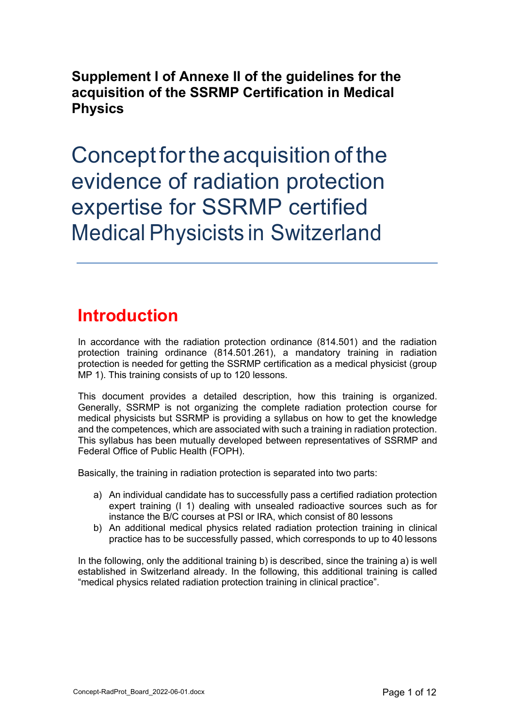**Supplement I of Annexe II of the guidelines for the acquisition of the SSRMP Certification in Medical Physics**

# Concept for the acquisition of the evidence of radiation protection expertise for SSRMP certified Medical Physicists in Switzerland

---

## Introduction

In accordance with the radiation protection ordinance (814.501) and the radiation protection training ordinance (814.501.261), a mandatory training in radiation protection is needed for getting the SSRMP certification as a medical physicist (group MP 1). This training consists of up to 120 lessons.

This document provides a detailed description, how this training is organized. Generally, SSRMP is not organizing the complete radiation protection course for medical physicists but SSRMP is providing a syllabus on how to get the knowledge and the competences, which are associated with such a training in radiation protection. This syllabus has been mutually developed between representatives of SSRMP and Federal Office of Public Health (FOPH).

Basically, the training in radiation protection is separated into two parts:

a) An individual candidate has to successfully pass a certified radiation protection expert training (I 1) dealing with unsealed radioactive sources such as for instance the B/C courses at PSI or IRA, which consist of 80 lessons
b) An additional medical physics related radiation protection training in clinical practice has to be successfully passed, which corresponds to up to 40 lessons

In the following, only the additional training b) is described, since the training a) is well established in Switzerland already. In the following, this additional training is called "medical physics related radiation protection training in clinical practice".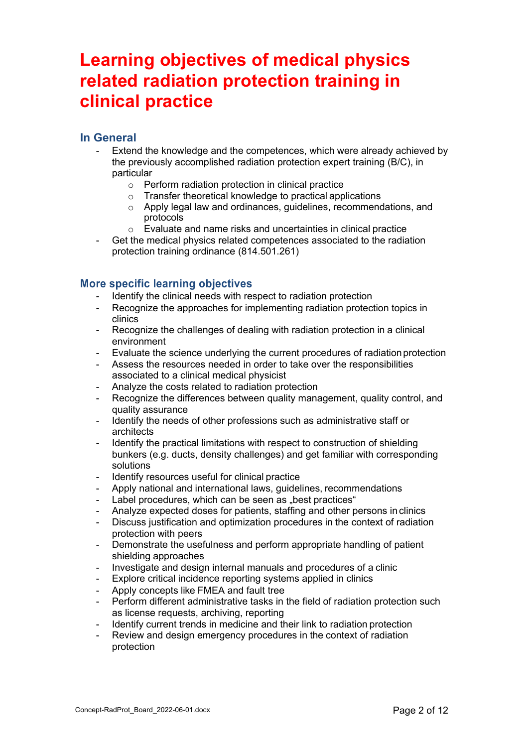# Learning objectives of medical physics related radiation protection training in clinical practice

## In General

- Extend the knowledge and the competences, which were already achieved by the previously accomplished radiation protection expert training (B/C), in particular
  - Perform radiation protection in clinical practice
  - Transfer theoretical knowledge to practical applications
  - Apply legal law and ordinances, guidelines, recommendations, and protocols
  - Evaluate and name risks and uncertainties in clinical practice
- Get the medical physics related competences associated to the radiation protection training ordinance (814.501.261)

## More specific learning objectives

- Identify the clinical needs with respect to radiation protection
- Recognize the approaches for implementing radiation protection topics in clinics
- Recognize the challenges of dealing with radiation protection in a clinical environment
- Evaluate the science underlying the current procedures of radiation protection
- Assess the resources needed in order to take over the responsibilities associated to a clinical medical physicist
- Analyze the costs related to radiation protection
- Recognize the differences between quality management, quality control, and quality assurance
- Identify the needs of other professions such as administrative staff or architects
- Identify the practical limitations with respect to construction of shielding bunkers (e.g. ducts, density challenges) and get familiar with corresponding solutions
- Identify resources useful for clinical practice
- Apply national and international laws, guidelines, recommendations
- Label procedures, which can be seen as „best practices“
- Analyze expected doses for patients, staffing and other persons in clinics
- Discuss justification and optimization procedures in the context of radiation protection with peers
- Demonstrate the usefulness and perform appropriate handling of patient shielding approaches
- Investigate and design internal manuals and procedures of a clinic
- Explore critical incidence reporting systems applied in clinics
- Apply concepts like FMEA and fault tree
- Perform different administrative tasks in the field of radiation protection such as license requests, archiving, reporting
- Identify current trends in medicine and their link to radiation protection
- Review and design emergency procedures in the context of radiation protection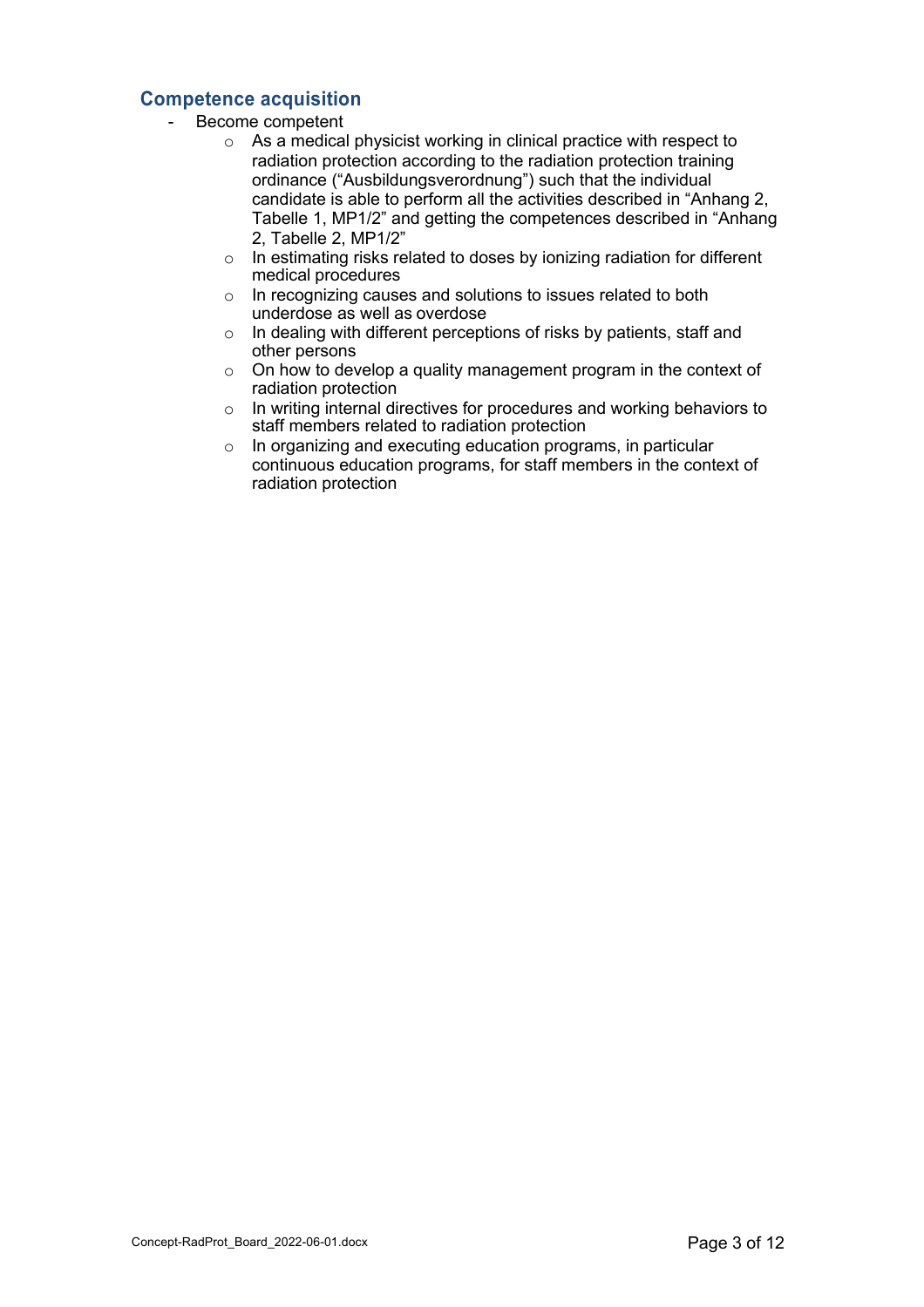## Competence acquisition

- Become competent
  - As a medical physicist working in clinical practice with respect to radiation protection according to the radiation protection training ordinance ("Ausbildungsverordnung") such that the individual candidate is able to perform all the activities described in "Anhang 2, Tabelle 1, MP1/2" and getting the competences described in "Anhang 2, Tabelle 2, MP1/2"
  - In estimating risks related to doses by ionizing radiation for different medical procedures
  - In recognizing causes and solutions to issues related to both underdose as well as overdose
  - In dealing with different perceptions of risks by patients, staff and other persons
  - On how to develop a quality management program in the context of radiation protection
  - In writing internal directives for procedures and working behaviors to staff members related to radiation protection
  - In organizing and executing education programs, in particular continuous education programs, for staff members in the context of radiation protection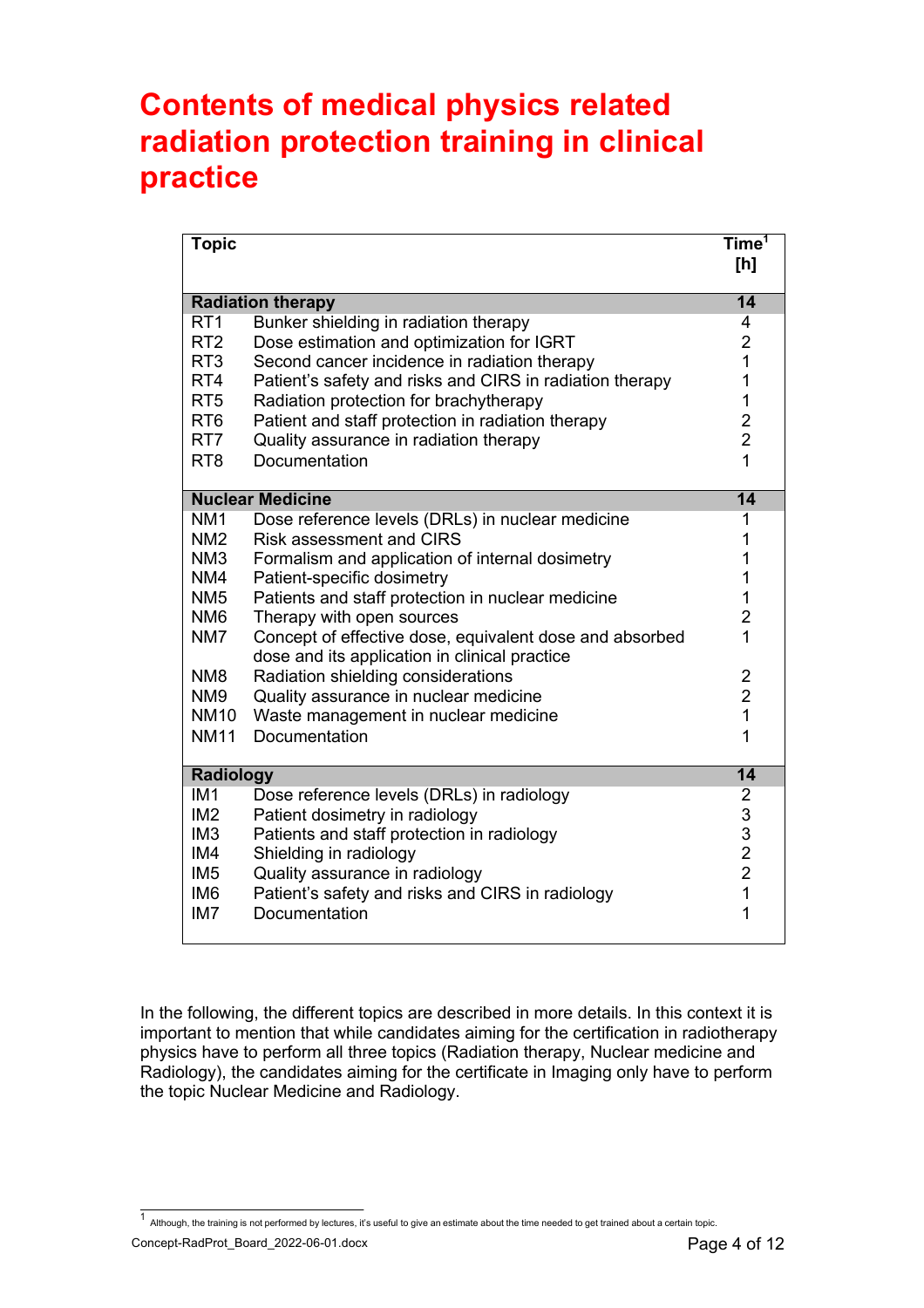# Contents of medical physics related radiation protection training in clinical practice

| Topic | | Time[1] [h] |
|---|---|---|
| **Radiation therapy** | | **14** |
| RT1 | Bunker shielding in radiation therapy | 4 |
| RT2 | Dose estimation and optimization for IGRT | 2 |
| RT3 | Second cancer incidence in radiation therapy | 1 |
| RT4 | Patient's safety and risks and CIRS in radiation therapy | 1 |
| RT5 | Radiation protection for brachytherapy | 1 |
| RT6 | Patient and staff protection in radiation therapy | 2 |
| RT7 | Quality assurance in radiation therapy | 2 |
| RT8 | Documentation | 1 |
| **Nuclear Medicine** | | **14** |
| NM1 | Dose reference levels (DRLs) in nuclear medicine | 1 |
| NM2 | Risk assessment and CIRS | 1 |
| NM3 | Formalism and application of internal dosimetry | 1 |
| NM4 | Patient-specific dosimetry | 1 |
| NM5 | Patients and staff protection in nuclear medicine | 1 |
| NM6 | Therapy with open sources | 2 |
| NM7 | Concept of effective dose, equivalent dose and absorbed dose and its application in clinical practice | 1 |
| NM8 | Radiation shielding considerations | 2 |
| NM9 | Quality assurance in nuclear medicine | 2 |
| NM10 | Waste management in nuclear medicine | 1 |
| NM11 | Documentation | 1 |
| **Radiology** | | **14** |
| IM1 | Dose reference levels (DRLs) in radiology | 2 |
| IM2 | Patient dosimetry in radiology | 3 |
| IM3 | Patients and staff protection in radiology | 3 |
| IM4 | Shielding in radiology | 2 |
| IM5 | Quality assurance in radiology | 2 |
| IM6 | Patient's safety and risks and CIRS in radiology | 1 |
| IM7 | Documentation | 1 |

In the following, the different topics are described in more details. In this context it is important to mention that while candidates aiming for the certification in radiotherapy physics have to perform all three topics (Radiation therapy, Nuclear medicine and Radiology), the candidates aiming for the certificate in Imaging only have to perform the topic Nuclear Medicine and Radiology.

[1] Although, the training is not performed by lectures, it's useful to give an estimate about the time needed to get trained about a certain topic.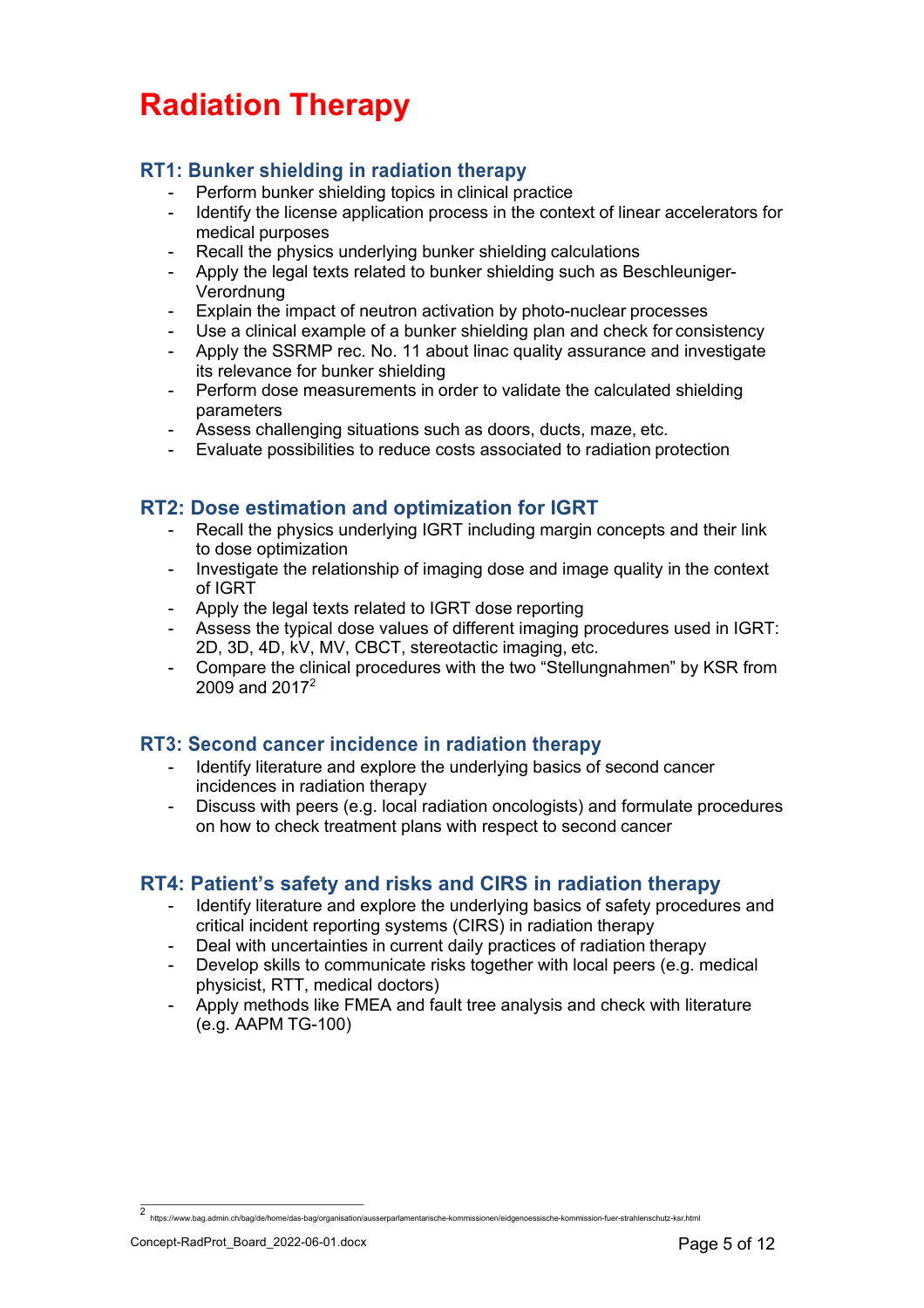# Radiation Therapy

## RT1: Bunker shielding in radiation therapy

- Perform bunker shielding topics in clinical practice
- Identify the license application process in the context of linear accelerators for medical purposes
- Recall the physics underlying bunker shielding calculations
- Apply the legal texts related to bunker shielding such as Beschleuniger-Verordnung
- Explain the impact of neutron activation by photo-nuclear processes
- Use a clinical example of a bunker shielding plan and check for consistency
- Apply the SSRMP rec. No. 11 about linac quality assurance and investigate its relevance for bunker shielding
- Perform dose measurements in order to validate the calculated shielding parameters
- Assess challenging situations such as doors, ducts, maze, etc.
- Evaluate possibilities to reduce costs associated to radiation protection

## RT2: Dose estimation and optimization for IGRT

- Recall the physics underlying IGRT including margin concepts and their link to dose optimization
- Investigate the relationship of imaging dose and image quality in the context of IGRT
- Apply the legal texts related to IGRT dose reporting
- Assess the typical dose values of different imaging procedures used in IGRT: 2D, 3D, 4D, kV, MV, CBCT, stereotactic imaging, etc.
- Compare the clinical procedures with the two "Stellungnahmen" by KSR from 2009 and 2017[2]

## RT3: Second cancer incidence in radiation therapy

- Identify literature and explore the underlying basics of second cancer incidences in radiation therapy
- Discuss with peers (e.g. local radiation oncologists) and formulate procedures on how to check treatment plans with respect to second cancer

## RT4: Patient's safety and risks and CIRS in radiation therapy

- Identify literature and explore the underlying basics of safety procedures and critical incident reporting systems (CIRS) in radiation therapy
- Deal with uncertainties in current daily practices of radiation therapy
- Develop skills to communicate risks together with local peers (e.g. medical physicist, RTT, medical doctors)
- Apply methods like FMEA and fault tree analysis and check with literature (e.g. AAPM TG-100)

---

[2] https://www.bag.admin.ch/bag/de/home/das-bag/organisation/ausserparlamentarische-kommissionen/eidgenoessische-kommission-fuer-strahlenschutz-ksr.html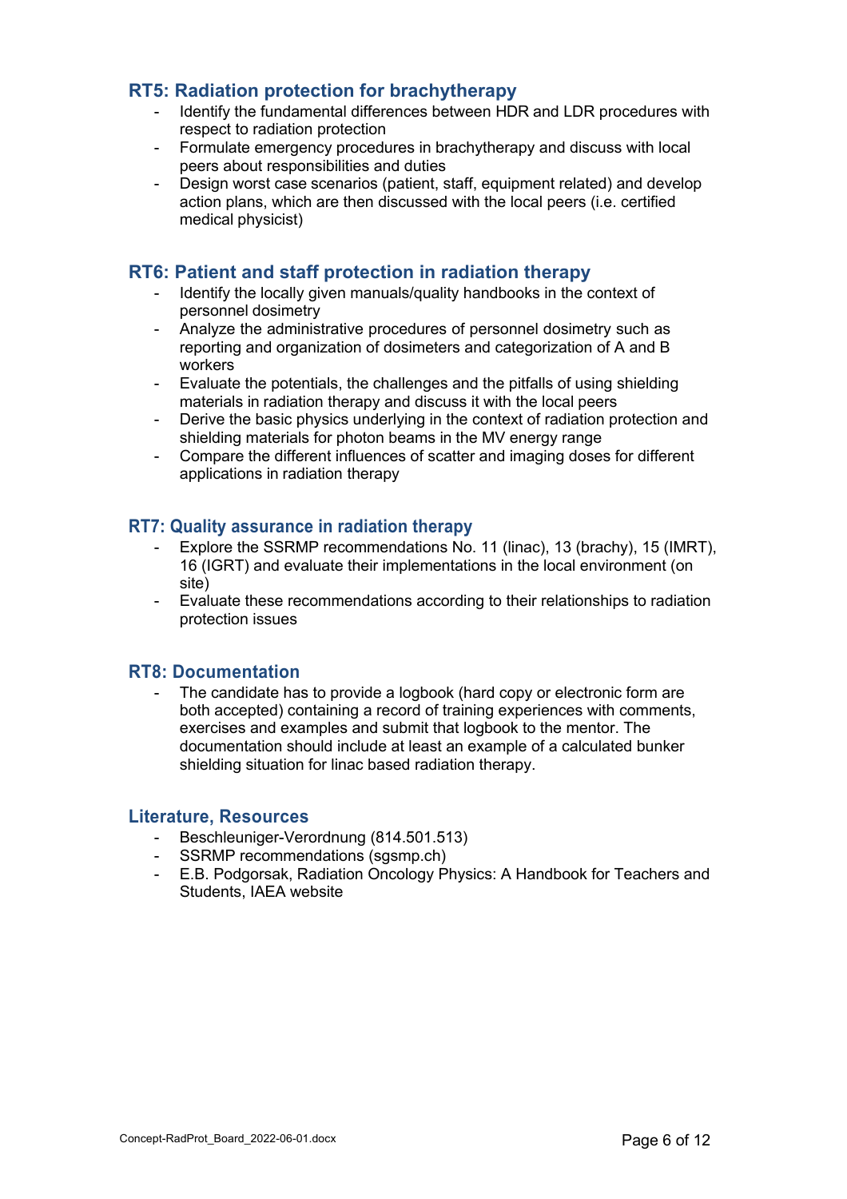## RT5: Radiation protection for brachytherapy

- Identify the fundamental differences between HDR and LDR procedures with respect to radiation protection
- Formulate emergency procedures in brachytherapy and discuss with local peers about responsibilities and duties
- Design worst case scenarios (patient, staff, equipment related) and develop action plans, which are then discussed with the local peers (i.e. certified medical physicist)

## RT6: Patient and staff protection in radiation therapy

- Identify the locally given manuals/quality handbooks in the context of personnel dosimetry
- Analyze the administrative procedures of personnel dosimetry such as reporting and organization of dosimeters and categorization of A and B workers
- Evaluate the potentials, the challenges and the pitfalls of using shielding materials in radiation therapy and discuss it with the local peers
- Derive the basic physics underlying in the context of radiation protection and shielding materials for photon beams in the MV energy range
- Compare the different influences of scatter and imaging doses for different applications in radiation therapy

## RT7: Quality assurance in radiation therapy

- Explore the SSRMP recommendations No. 11 (linac), 13 (brachy), 15 (IMRT), 16 (IGRT) and evaluate their implementations in the local environment (on site)
- Evaluate these recommendations according to their relationships to radiation protection issues

## RT8: Documentation

- The candidate has to provide a logbook (hard copy or electronic form are both accepted) containing a record of training experiences with comments, exercises and examples and submit that logbook to the mentor. The documentation should include at least an example of a calculated bunker shielding situation for linac based radiation therapy.

## Literature, Resources

- Beschleuniger-Verordnung (814.501.513)
- SSRMP recommendations (sgsmp.ch)
- E.B. Podgorsak, Radiation Oncology Physics: A Handbook for Teachers and Students, IAEA website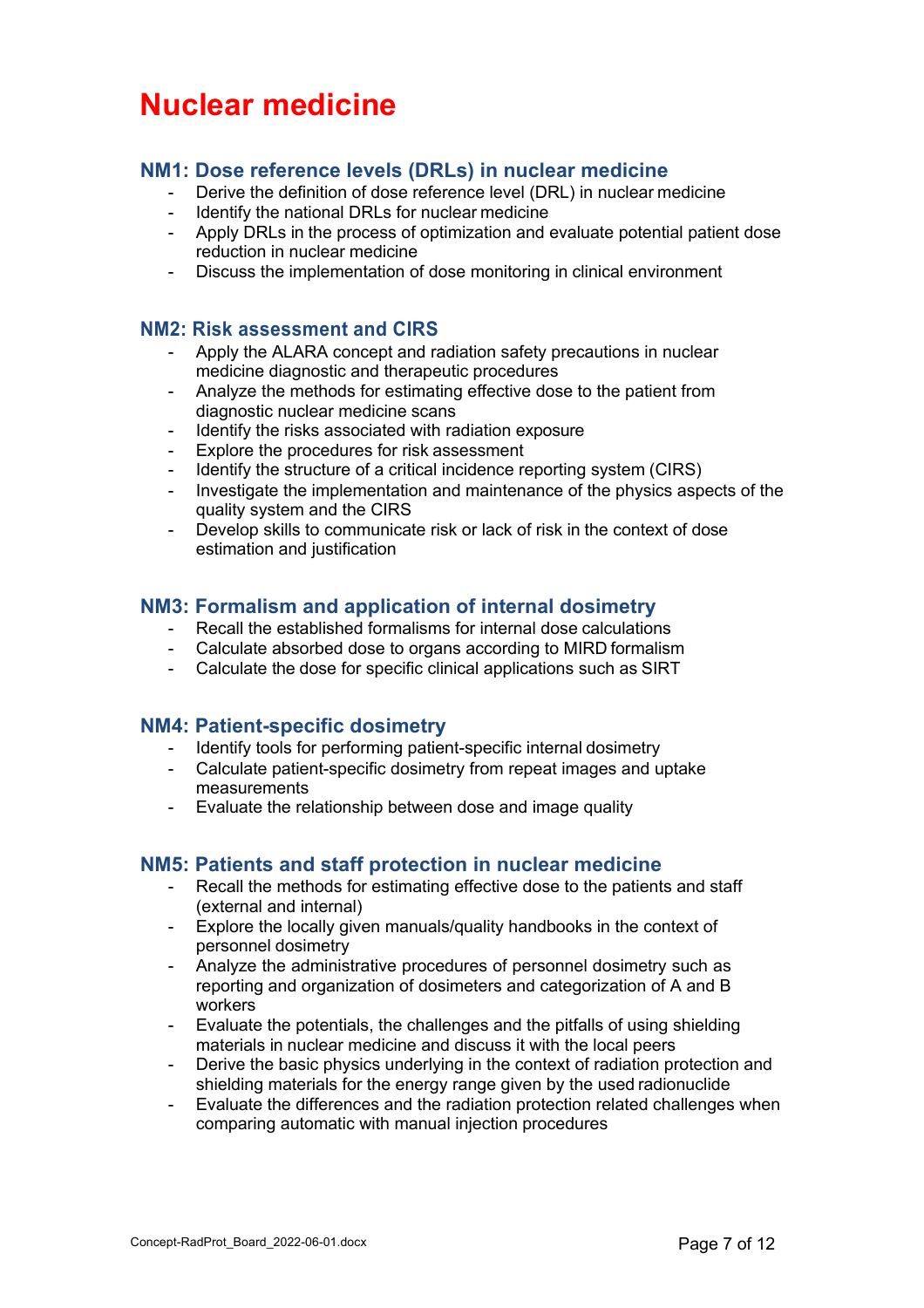# Nuclear medicine

## NM1: Dose reference levels (DRLs) in nuclear medicine

- Derive the definition of dose reference level (DRL) in nuclear medicine
- Identify the national DRLs for nuclear medicine
- Apply DRLs in the process of optimization and evaluate potential patient dose reduction in nuclear medicine
- Discuss the implementation of dose monitoring in clinical environment

## NM2: Risk assessment and CIRS

- Apply the ALARA concept and radiation safety precautions in nuclear medicine diagnostic and therapeutic procedures
- Analyze the methods for estimating effective dose to the patient from diagnostic nuclear medicine scans
- Identify the risks associated with radiation exposure
- Explore the procedures for risk assessment
- Identify the structure of a critical incidence reporting system (CIRS)
- Investigate the implementation and maintenance of the physics aspects of the quality system and the CIRS
- Develop skills to communicate risk or lack of risk in the context of dose estimation and justification

## NM3: Formalism and application of internal dosimetry

- Recall the established formalisms for internal dose calculations
- Calculate absorbed dose to organs according to MIRD formalism
- Calculate the dose for specific clinical applications such as SIRT

## NM4: Patient-specific dosimetry

- Identify tools for performing patient-specific internal dosimetry
- Calculate patient-specific dosimetry from repeat images and uptake measurements
- Evaluate the relationship between dose and image quality

## NM5: Patients and staff protection in nuclear medicine

- Recall the methods for estimating effective dose to the patients and staff (external and internal)
- Explore the locally given manuals/quality handbooks in the context of personnel dosimetry
- Analyze the administrative procedures of personnel dosimetry such as reporting and organization of dosimeters and categorization of A and B workers
- Evaluate the potentials, the challenges and the pitfalls of using shielding materials in nuclear medicine and discuss it with the local peers
- Derive the basic physics underlying in the context of radiation protection and shielding materials for the energy range given by the used radionuclide
- Evaluate the differences and the radiation protection related challenges when comparing automatic with manual injection procedures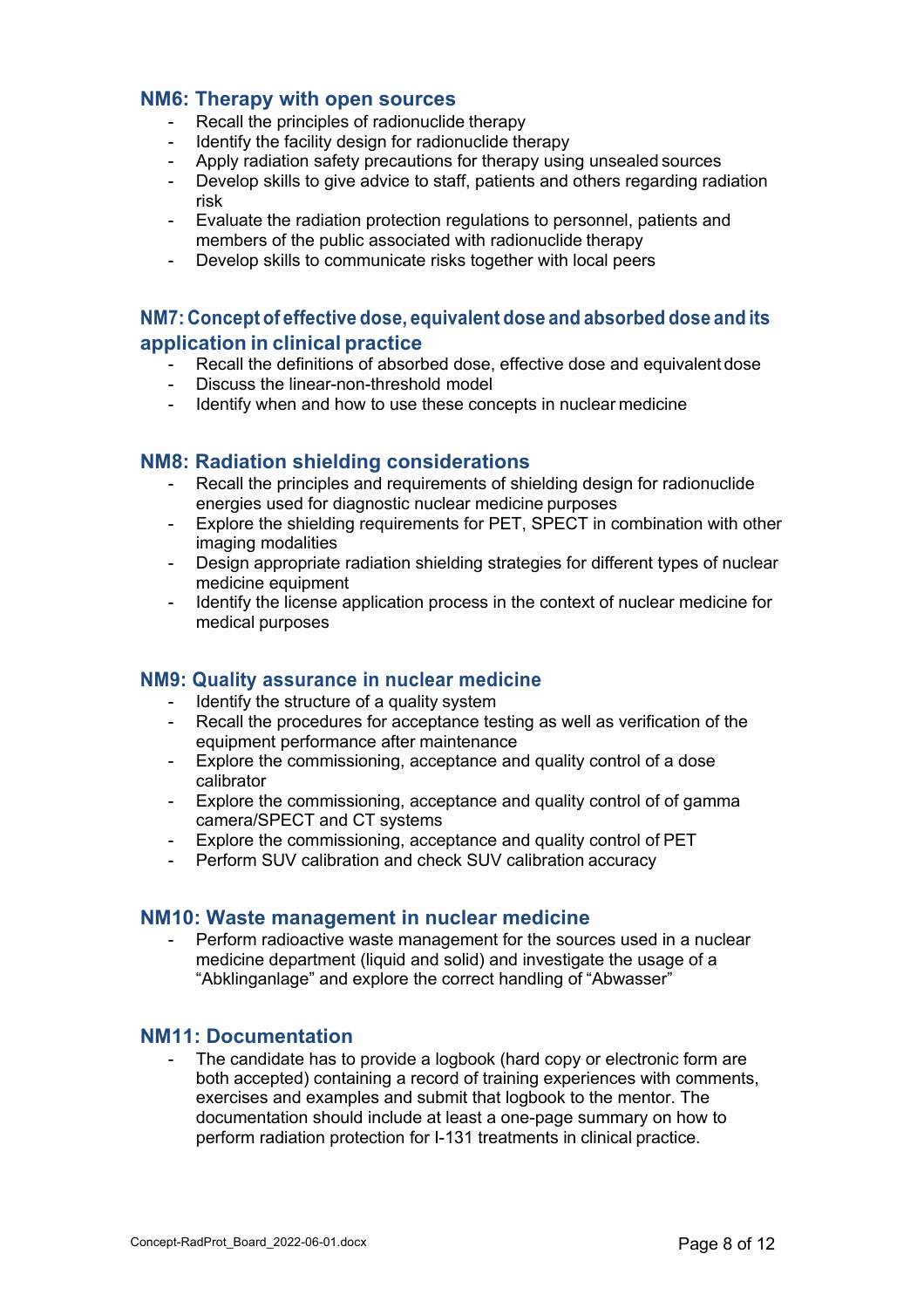### NM6: Therapy with open sources

- Recall the principles of radionuclide therapy
- Identify the facility design for radionuclide therapy
- Apply radiation safety precautions for therapy using unsealed sources
- Develop skills to give advice to staff, patients and others regarding radiation risk
- Evaluate the radiation protection regulations to personnel, patients and members of the public associated with radionuclide therapy
- Develop skills to communicate risks together with local peers

### NM7: Concept of effective dose, equivalent dose and absorbed dose and its application in clinical practice

- Recall the definitions of absorbed dose, effective dose and equivalent dose
- Discuss the linear-non-threshold model
- Identify when and how to use these concepts in nuclear medicine

### NM8: Radiation shielding considerations

- Recall the principles and requirements of shielding design for radionuclide energies used for diagnostic nuclear medicine purposes
- Explore the shielding requirements for PET, SPECT in combination with other imaging modalities
- Design appropriate radiation shielding strategies for different types of nuclear medicine equipment
- Identify the license application process in the context of nuclear medicine for medical purposes

### NM9: Quality assurance in nuclear medicine

- Identify the structure of a quality system
- Recall the procedures for acceptance testing as well as verification of the equipment performance after maintenance
- Explore the commissioning, acceptance and quality control of a dose calibrator
- Explore the commissioning, acceptance and quality control of of gamma camera/SPECT and CT systems
- Explore the commissioning, acceptance and quality control of PET
- Perform SUV calibration and check SUV calibration accuracy

### NM10: Waste management in nuclear medicine

- Perform radioactive waste management for the sources used in a nuclear medicine department (liquid and solid) and investigate the usage of a "Abklinganlage" and explore the correct handling of "Abwasser"

### NM11: Documentation

- The candidate has to provide a logbook (hard copy or electronic form are both accepted) containing a record of training experiences with comments, exercises and examples and submit that logbook to the mentor. The documentation should include at least a one-page summary on how to perform radiation protection for I-131 treatments in clinical practice.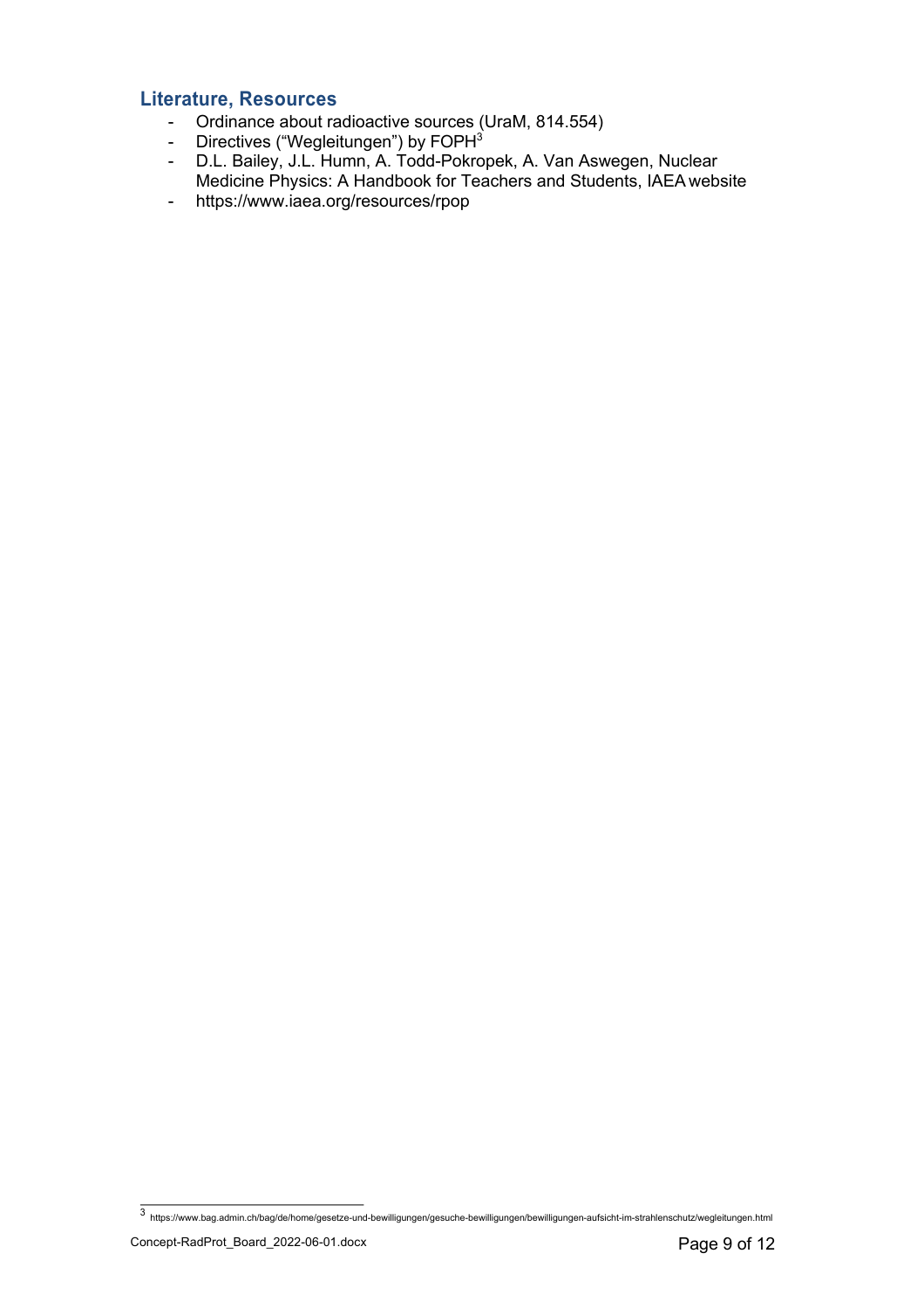## Literature, Resources

- Ordinance about radioactive sources (UraM, 814.554)
- Directives ("Wegleitungen") by FOPH[3]
- D.L. Bailey, J.L. Humn, A. Todd-Pokropek, A. Van Aswegen, Nuclear Medicine Physics: A Handbook for Teachers and Students, IAEA website
- https://www.iaea.org/resources/rpop

[3] https://www.bag.admin.ch/bag/de/home/gesetze-und-bewilligungen/gesuche-bewilligungen/bewilligungen-aufsicht-im-strahlenschutz/wegleitungen.html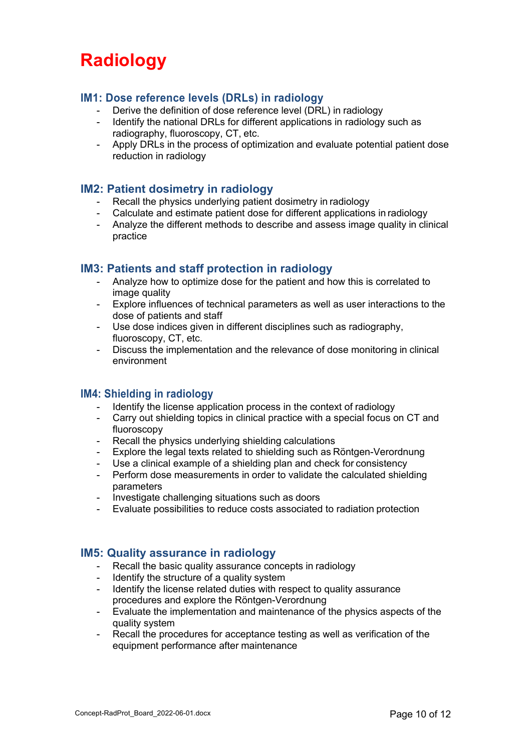# Radiology

## IM1: Dose reference levels (DRLs) in radiology

- Derive the definition of dose reference level (DRL) in radiology
- Identify the national DRLs for different applications in radiology such as radiography, fluoroscopy, CT, etc.
- Apply DRLs in the process of optimization and evaluate potential patient dose reduction in radiology

## IM2: Patient dosimetry in radiology

- Recall the physics underlying patient dosimetry in radiology
- Calculate and estimate patient dose for different applications in radiology
- Analyze the different methods to describe and assess image quality in clinical practice

## IM3: Patients and staff protection in radiology

- Analyze how to optimize dose for the patient and how this is correlated to image quality
- Explore influences of technical parameters as well as user interactions to the dose of patients and staff
- Use dose indices given in different disciplines such as radiography, fluoroscopy, CT, etc.
- Discuss the implementation and the relevance of dose monitoring in clinical environment

## IM4: Shielding in radiology

- Identify the license application process in the context of radiology
- Carry out shielding topics in clinical practice with a special focus on CT and fluoroscopy
- Recall the physics underlying shielding calculations
- Explore the legal texts related to shielding such as Röntgen-Verordnung
- Use a clinical example of a shielding plan and check for consistency
- Perform dose measurements in order to validate the calculated shielding parameters
- Investigate challenging situations such as doors
- Evaluate possibilities to reduce costs associated to radiation protection

## IM5: Quality assurance in radiology

- Recall the basic quality assurance concepts in radiology
- Identify the structure of a quality system
- Identify the license related duties with respect to quality assurance procedures and explore the Röntgen-Verordnung
- Evaluate the implementation and maintenance of the physics aspects of the quality system
- Recall the procedures for acceptance testing as well as verification of the equipment performance after maintenance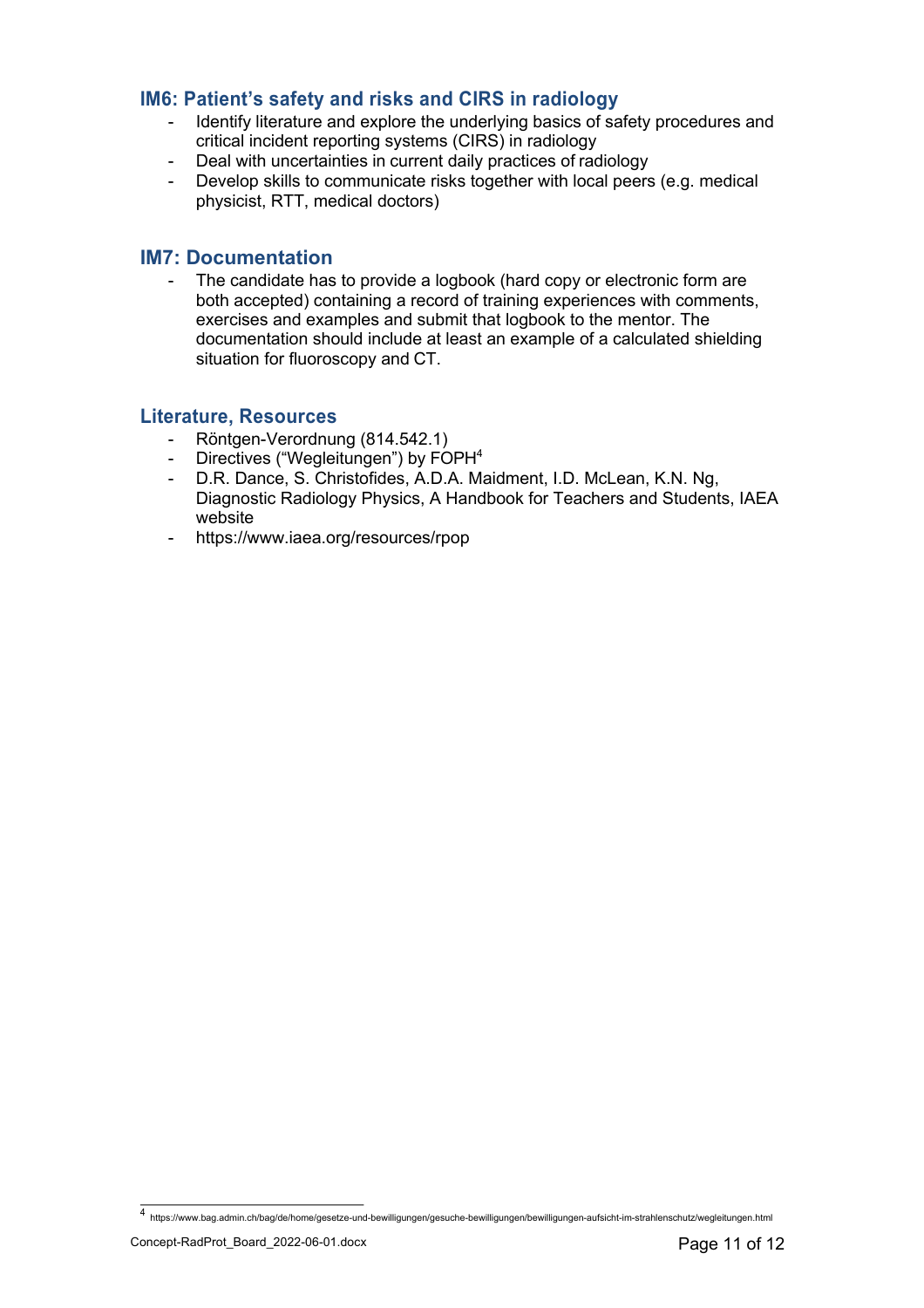## IM6: Patient's safety and risks and CIRS in radiology

- Identify literature and explore the underlying basics of safety procedures and critical incident reporting systems (CIRS) in radiology
- Deal with uncertainties in current daily practices of radiology
- Develop skills to communicate risks together with local peers (e.g. medical physicist, RTT, medical doctors)

## IM7: Documentation

- The candidate has to provide a logbook (hard copy or electronic form are both accepted) containing a record of training experiences with comments, exercises and examples and submit that logbook to the mentor. The documentation should include at least an example of a calculated shielding situation for fluoroscopy and CT.

## Literature, Resources

- Röntgen-Verordnung (814.542.1)
- Directives ("Wegleitungen") by FOPH[4]
- D.R. Dance, S. Christofides, A.D.A. Maidment, I.D. McLean, K.N. Ng, Diagnostic Radiology Physics, A Handbook for Teachers and Students, IAEA website
- https://www.iaea.org/resources/rpop

[4] https://www.bag.admin.ch/bag/de/home/gesetze-und-bewilligungen/gesuche-bewilligungen/bewilligungen-aufsicht-im-strahlenschutz/wegleitungen.html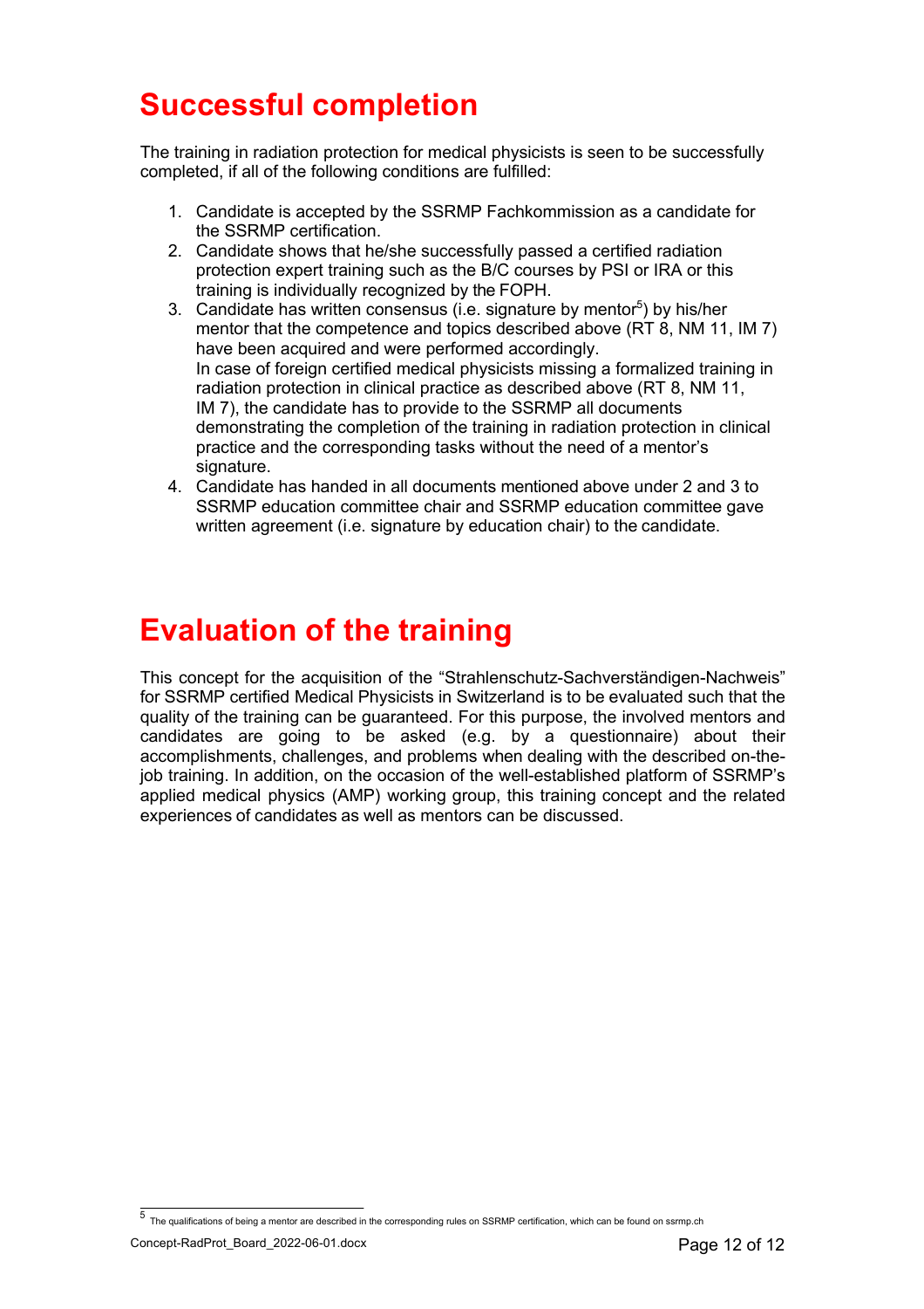# Successful completion

The training in radiation protection for medical physicists is seen to be successfully completed, if all of the following conditions are fulfilled:

1. Candidate is accepted by the SSRMP Fachkommission as a candidate for the SSRMP certification.
2. Candidate shows that he/she successfully passed a certified radiation protection expert training such as the B/C courses by PSI or IRA or this training is individually recognized by the FOPH.
3. Candidate has written consensus (i.e. signature by mentor[5]) by his/her mentor that the competence and topics described above (RT 8, NM 11, IM 7) have been acquired and were performed accordingly.
   In case of foreign certified medical physicists missing a formalized training in radiation protection in clinical practice as described above (RT 8, NM 11, IM 7), the candidate has to provide to the SSRMP all documents demonstrating the completion of the training in radiation protection in clinical practice and the corresponding tasks without the need of a mentor's signature.
4. Candidate has handed in all documents mentioned above under 2 and 3 to SSRMP education committee chair and SSRMP education committee gave written agreement (i.e. signature by education chair) to the candidate.

# Evaluation of the training

This concept for the acquisition of the "Strahlenschutz-Sachverständigen-Nachweis" for SSRMP certified Medical Physicists in Switzerland is to be evaluated such that the quality of the training can be guaranteed. For this purpose, the involved mentors and candidates are going to be asked (e.g. by a questionnaire) about their accomplishments, challenges, and problems when dealing with the described on-the-job training. In addition, on the occasion of the well-established platform of SSRMP's applied medical physics (AMP) working group, this training concept and the related experiences of candidates as well as mentors can be discussed.

[5] The qualifications of being a mentor are described in the corresponding rules on SSRMP certification, which can be found on ssrmp.ch